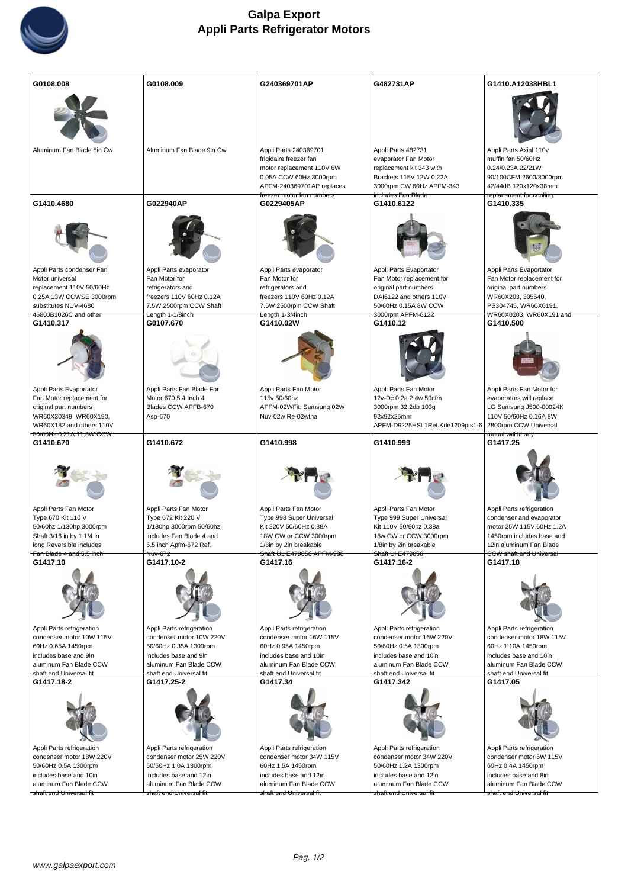# Galpa Export
## Appli Parts Refrigerator Motors

| G0108.008 | G0108.009 | G240369701AP | G482731AP | G1410.A12038HBL1 |
|---|---|---|---|---|
| Aluminum Fan Blade 8in Cw | Aluminum Fan Blade 9in Cw | Appli Parts 240369701 frigidaire freezer fan motor replacement 110V 6W 0.05A CCW 60Hz 3000rpm APFM-240369701AP replaces freezer motor fan numbers | Appli Parts 482731 evaporator Fan Motor replacement kit 343 with Brackets 115V 12W 0.22A 3000rpm CW 60Hz APFM-343 includes Fan Blade | Appli Parts Axial 110v muffin fan 50/60Hz 0.24/0.23A 22/21W 90/100CFM 2600/3000rpm 42/44dB 120x120x38mm replacement for cooling |
| **G1410.4680** | **G022940AP** | **G0229405AP** | **G1410.6122** | **G1410.335** |
| Appli Parts condenser Fan Motor universal replacement 110V 50/60Hz 0.25A 13W CCWSE 3000rpm substitutes NUV-4680 4680JB1026C and other | Appli Parts evaporator Fan Motor for refrigerators and freezers 110V 60Hz 0.12A 7.5W 2500rpm CCW Shaft Length 1-1/8inch | Appli Parts evaporator Fan Motor for refrigerators and freezers 110V 60Hz 0.12A 7.5W 2500rpm CCW Shaft Length 1-3/4inch | Appli Parts Evaportator Fan Motor replacement for original part numbers DAI6122 and others 110V 50/60Hz 0.15A 8W CCW 3000rpm APFM-6122 | Appli Parts Evaportator Fan Motor replacement for original part numbers WR60X203, 305540, PS304745, WR60X0191, WR60X0203, WR60X191 and |
| **G1410.317** | **G0107.670** | **G1410.02W** | **G1410.12** | **G1410.500** |
| Appli Parts Evaportator Fan Motor replacement for original part numbers WR60X30349, WR60X190, WR60X182 and others 110V 50/60Hz 0.21A 11.5W CCW | Appli Parts Blade For Motor 670 5.4 Inch 4 Blades CCW APFB-670 Asp-670 | Appli Parts Fan Motor 115v 50/60hz APFM-02WFit: Samsung 02W Nuv-02w Re-02wtna | Appli Parts Fan Motor 12v-Dc 0.2a 2.4w 50cfm 3000rpm 32.2db 103g 92x92x25mm APFM-D9225HSL1Ref.Kde1209pts1-6 | Appli Parts Fan Motor for evaporators will replace LG Samsung J500-00024K 110V 50/60Hz 0.16A 8W 2800rpm CCW Universal mount will fit any |
| **G1410.670** | **G1410.672** | **G1410.998** | **G1410.999** | **G1417.25** |
| Appli Parts Fan Motor Type 670 Kit 110 V 50/60hz 1/130hp 3000rpm Shaft 3/16 in by 1 1/4 in long Reversible includes Fan Blade 4 and 5.5 inch | Appli Parts Fan Motor Type 672 Kit 220 V 1/130hp 3000rpm 50/60hz includes Fan Blade 4 and 5.5 inch Apfm-672 Ref. Nuv-672 | Appli Parts Fan Motor Type 998 Super Universal Kit 220V 50/60Hz 0.38A 18W CW or CCW 3000rpm 1/8in by 2in breakable Shaft UL E479056 APFM-998 | Appli Parts Fan Motor Type 999 Super Universal Kit 110V 50/60hz 0.38a 18w CW or CCW 3000rpm 1/8in by 2in breakable Shaft Ul E479056 | Appli Parts refrigeration condenser and evaporator motor 25W 115V 60Hz 1.2A 1450rpm includes base and 12in aluminum Fan Blade CCW shaft end Universal |
| **G1417.10** | **G1417.10-2** | **G1417.16** | **G1417.16-2** | **G1417.18** |
| Appli Parts refrigeration condenser motor 10W 115V 60Hz 0.65A 1450rpm includes base and 9in aluminum Fan Blade CCW shaft end Universal fit | Appli Parts refrigeration condenser motor 10W 220V 50/60Hz 0.35A 1300rpm includes base and 9in aluminum Fan Blade CCW shaft end Universal fit | Appli Parts refrigeration condenser motor 16W 115V 60Hz 0.95A 1450rpm includes base and 10in aluminum Fan Blade CCW shaft end Universal fit | Appli Parts refrigeration condenser motor 16W 220V 50/60Hz 0.5A 1300rpm includes base and 10in aluminum Fan Blade CCW shaft end Universal fit | Appli Parts refrigeration condenser motor 18W 115V 60Hz 1.10A 1450rpm includes base and 10in aluminum Fan Blade CCW shaft end Universal fit |
| **G1417.18-2** | **G1417.25-2** | **G1417.34** | **G1417.342** | **G1417.05** |
| Appli Parts refrigeration condenser motor 18W 220V 50/60Hz 0.5A 1300rpm includes base and 10in aluminum Fan Blade CCW shaft end Universal fit | Appli Parts refrigeration condenser motor 25W 220V 50/60Hz 1.0A 1300rpm includes base and 12in aluminum Fan Blade CCW shaft end Universal fit | Appli Parts refrigeration condenser motor 34W 115V 60Hz 1.5A 1450rpm includes base and 12in aluminum Fan Blade CCW shaft end Universal fit | Appli Parts refrigeration condenser motor 34W 220V 50/60Hz 1.2A 1300rpm includes base and 12in aluminum Fan Blade CCW shaft end Universal fit | Appli Parts refrigeration condenser motor 5W 115V 60Hz 0.4A 1450rpm includes base and 8in aluminum Fan Blade CCW shaft end Universal fit |

www.galpaexport.com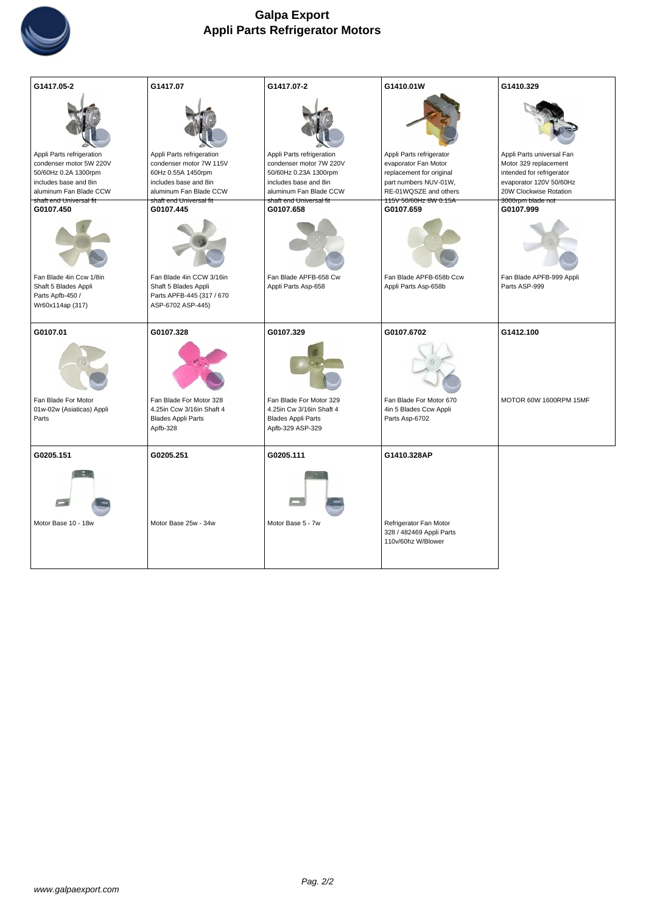# Galpa Export
## Appli Parts Refrigerator Motors

| | | | | |
|---|---|---|---|---|
| **G1417.05-2**<br>Appli Parts refrigeration condenser motor 5W 220V 50/60Hz 0.2A 1300rpm includes base and 8in aluminum Fan Blade CCW shaft end Universal fit | **G1417.07**<br>Appli Parts refrigeration condenser motor 7W 115V 60Hz 0.55A 1450rpm includes base and 8in aluminum Fan Blade CCW shaft end Universal fit | **G1417.07-2**<br>Appli Parts refrigeration condenser motor 7W 220V 50/60Hz 0.23A 1300rpm includes base and 8in aluminum Fan Blade CCW shaft end Universal fit | **G1410.01W**<br>Appli Parts refrigerator evaporator Fan Motor replacement for original part numbers NUV-01W, RE-01WQSZE and others 115V 50/60Hz 8W 0.15A | **G1410.329**<br>Appli Parts universal Fan Motor 329 replacement intended for refrigerator evaporator 120V 50/60Hz 20W Clockwise Rotation 3000rpm blade not |
| **G0107.450**<br>Fan Blade 4in Ccw 1/8in Shaft 5 Blades Appli Parts Apfb-450 / Wr60x114ap (317) | **G0107.445**<br>Fan Blade 4in CCW 3/16in Shaft 5 Blades Appli Parts APFB-445 (317 / 670 ASP-6702 ASP-445) | **G0107.658**<br>Fan Blade APFB-658 Cw Appli Parts Asp-658 | **G0107.659**<br>Fan Blade APFB-658b Ccw Appli Parts Asp-658b | **G0107.999**<br>Fan Blade APFB-999 Appli Parts ASP-999 |
| **G0107.01**<br>Fan Blade For Motor 01w-02w (Asiaticas) Appli Parts | **G0107.328**<br>Fan Blade For Motor 328 4.25in Ccw 3/16in Shaft 4 Blades Appli Parts Apfb-328 | **G0107.329**<br>Fan Blade For Motor 329 4.25in Cw 3/16in Shaft 4 Blades Appli Parts Apfb-329 ASP-329 | **G0107.6702**<br>Fan Blade For Motor 670 4in 5 Blades Ccw Appli Parts Asp-6702 | **G1412.100**<br>MOTOR 60W 1600RPM 15MF |
| **G0205.151**<br>Motor Base 10 - 18w | **G0205.251**<br>Motor Base 25w - 34w | **G0205.111**<br>Motor Base 5 - 7w | **G1410.328AP**<br>Refrigerator Fan Motor 328 / 482469 Appli Parts 110v/60hz W/Blower | |

www.galpaexport.com